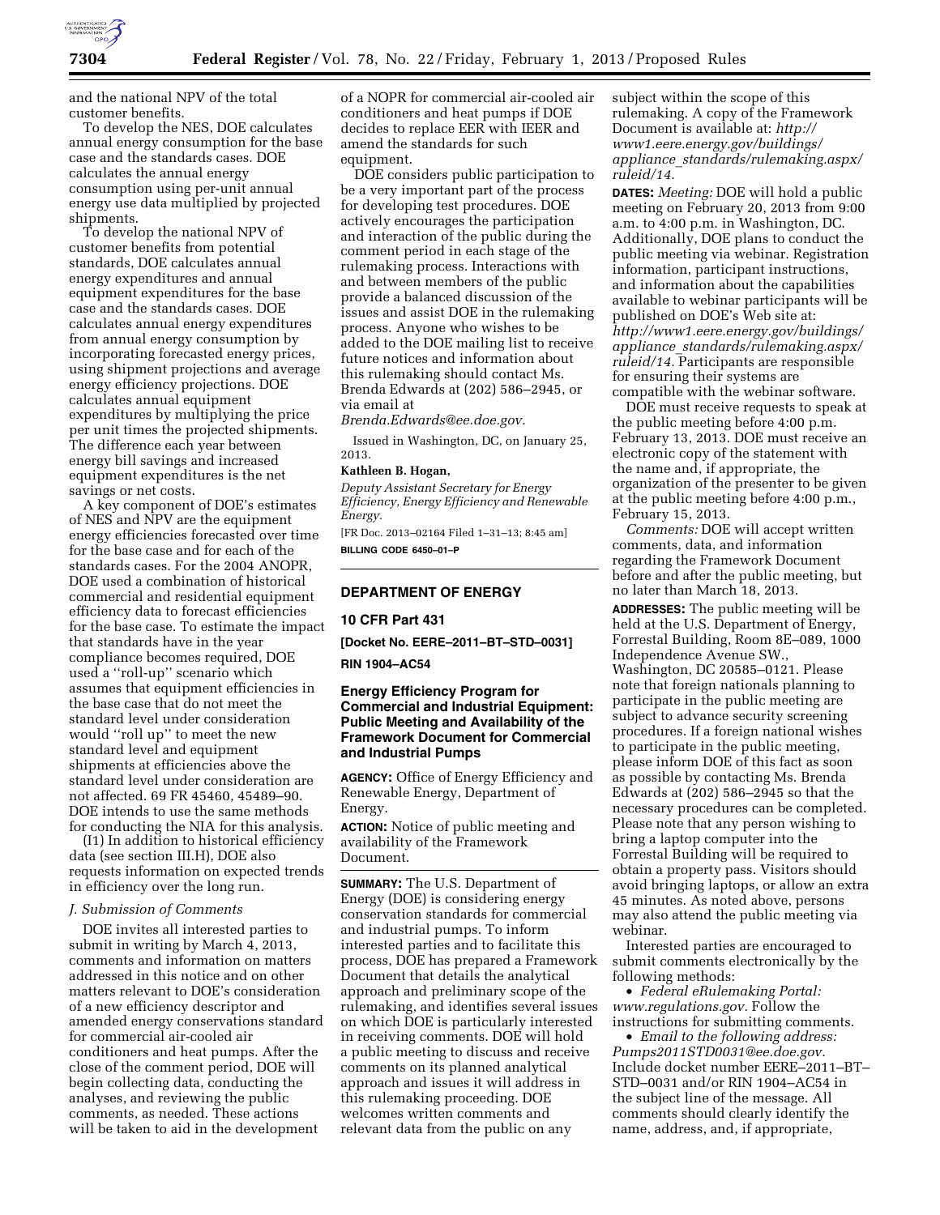and the national NPV of the total customer benefits.

To develop the NES, DOE calculates annual energy consumption for the base case and the standards cases. DOE calculates the annual energy consumption using per-unit annual energy use data multiplied by projected shipments.

To develop the national NPV of customer benefits from potential standards, DOE calculates annual energy expenditures and annual equipment expenditures for the base case and the standards cases. DOE calculates annual energy expenditures from annual energy consumption by incorporating forecasted energy prices, using shipment projections and average energy efficiency projections. DOE calculates annual equipment expenditures by multiplying the price per unit times the projected shipments. The difference each year between energy bill savings and increased equipment expenditures is the net savings or net costs.

A key component of DOE's estimates of NES and NPV are the equipment energy efficiencies forecasted over time for the base case and for each of the standards cases. For the 2004 ANOPR, DOE used a combination of historical commercial and residential equipment efficiency data to forecast efficiencies for the base case. To estimate the impact that standards have in the year compliance becomes required, DOE used a ''roll-up'' scenario which assumes that equipment efficiencies in the base case that do not meet the standard level under consideration would ''roll up'' to meet the new standard level and equipment shipments at efficiencies above the standard level under consideration are not affected. 69 FR 45460, 45489–90. DOE intends to use the same methods for conducting the NIA for this analysis.

(I1) In addition to historical efficiency data (see section III.H), DOE also requests information on expected trends in efficiency over the long run.

### J. Submission of Comments

DOE invites all interested parties to submit in writing by March 4, 2013, comments and information on matters addressed in this notice and on other matters relevant to DOE's consideration of a new efficiency descriptor and amended energy conservations standard for commercial air-cooled air conditioners and heat pumps. After the close of the comment period, DOE will begin collecting data, conducting the analyses, and reviewing the public comments, as needed. These actions will be taken to aid in the development of a NOPR for commercial air-cooled air conditioners and heat pumps if DOE decides to replace EER with IEER and amend the standards for such equipment.

DOE considers public participation to be a very important part of the process for developing test procedures. DOE actively encourages the participation and interaction of the public during the comment period in each stage of the rulemaking process. Interactions with and between members of the public provide a balanced discussion of the issues and assist DOE in the rulemaking process. Anyone who wishes to be added to the DOE mailing list to receive future notices and information about this rulemaking should contact Ms. Brenda Edwards at (202) 586–2945, or via email at *Brenda.Edwards@ee.doe.gov.*

Issued in Washington, DC, on January 25, 2013.

**Kathleen B. Hogan,**

*Deputy Assistant Secretary for Energy Efficiency, Energy Efficiency and Renewable Energy.*

[FR Doc. 2013–02164 Filed 1–31–13; 8:45 am]

**BILLING CODE 6450–01–P**

## DEPARTMENT OF ENERGY

### 10 CFR Part 431

**[Docket No. EERE–2011–BT–STD–0031]**

**RIN 1904–AC54**

### Energy Efficiency Program for Commercial and Industrial Equipment: Public Meeting and Availability of the Framework Document for Commercial and Industrial Pumps

**AGENCY:** Office of Energy Efficiency and Renewable Energy, Department of Energy.

**ACTION:** Notice of public meeting and availability of the Framework Document.

**SUMMARY:** The U.S. Department of Energy (DOE) is considering energy conservation standards for commercial and industrial pumps. To inform interested parties and to facilitate this process, DOE has prepared a Framework Document that details the analytical approach and preliminary scope of the rulemaking, and identifies several issues on which DOE is particularly interested in receiving comments. DOE will hold a public meeting to discuss and receive comments on its planned analytical approach and issues it will address in this rulemaking proceeding. DOE welcomes written comments and relevant data from the public on any subject within the scope of this rulemaking. A copy of the Framework Document is available at: *http://www1.eere.energy.gov/buildings/appliance_standards/rulemaking.aspx/ruleid/14.*

**DATES:** *Meeting:* DOE will hold a public meeting on February 20, 2013 from 9:00 a.m. to 4:00 p.m. in Washington, DC. Additionally, DOE plans to conduct the public meeting via webinar. Registration information, participant instructions, and information about the capabilities available to webinar participants will be published on DOE's Web site at: *http://www1.eere.energy.gov/buildings/appliance_standards/rulemaking.aspx/ruleid/14.* Participants are responsible for ensuring their systems are compatible with the webinar software.

DOE must receive requests to speak at the public meeting before 4:00 p.m. February 13, 2013. DOE must receive an electronic copy of the statement with the name and, if appropriate, the organization of the presenter to be given at the public meeting before 4:00 p.m., February 15, 2013.

*Comments:* DOE will accept written comments, data, and information regarding the Framework Document before and after the public meeting, but no later than March 18, 2013.

**ADDRESSES:** The public meeting will be held at the U.S. Department of Energy, Forrestal Building, Room 8E–089, 1000 Independence Avenue SW., Washington, DC 20585–0121. Please note that foreign nationals planning to participate in the public meeting are subject to advance security screening procedures. If a foreign national wishes to participate in the public meeting, please inform DOE of this fact as soon as possible by contacting Ms. Brenda Edwards at (202) 586–2945 so that the necessary procedures can be completed. Please note that any person wishing to bring a laptop computer into the Forrestal Building will be required to obtain a property pass. Visitors should avoid bringing laptops, or allow an extra 45 minutes. As noted above, persons may also attend the public meeting via webinar.

Interested parties are encouraged to submit comments electronically by the following methods:

- *Federal eRulemaking Portal: www.regulations.gov.* Follow the instructions for submitting comments.
- *Email to the following address: Pumps2011STD0031@ee.doe.gov.* Include docket number EERE–2011–BT–STD–0031 and/or RIN 1904–AC54 in the subject line of the message. All comments should clearly identify the name, address, and, if appropriate,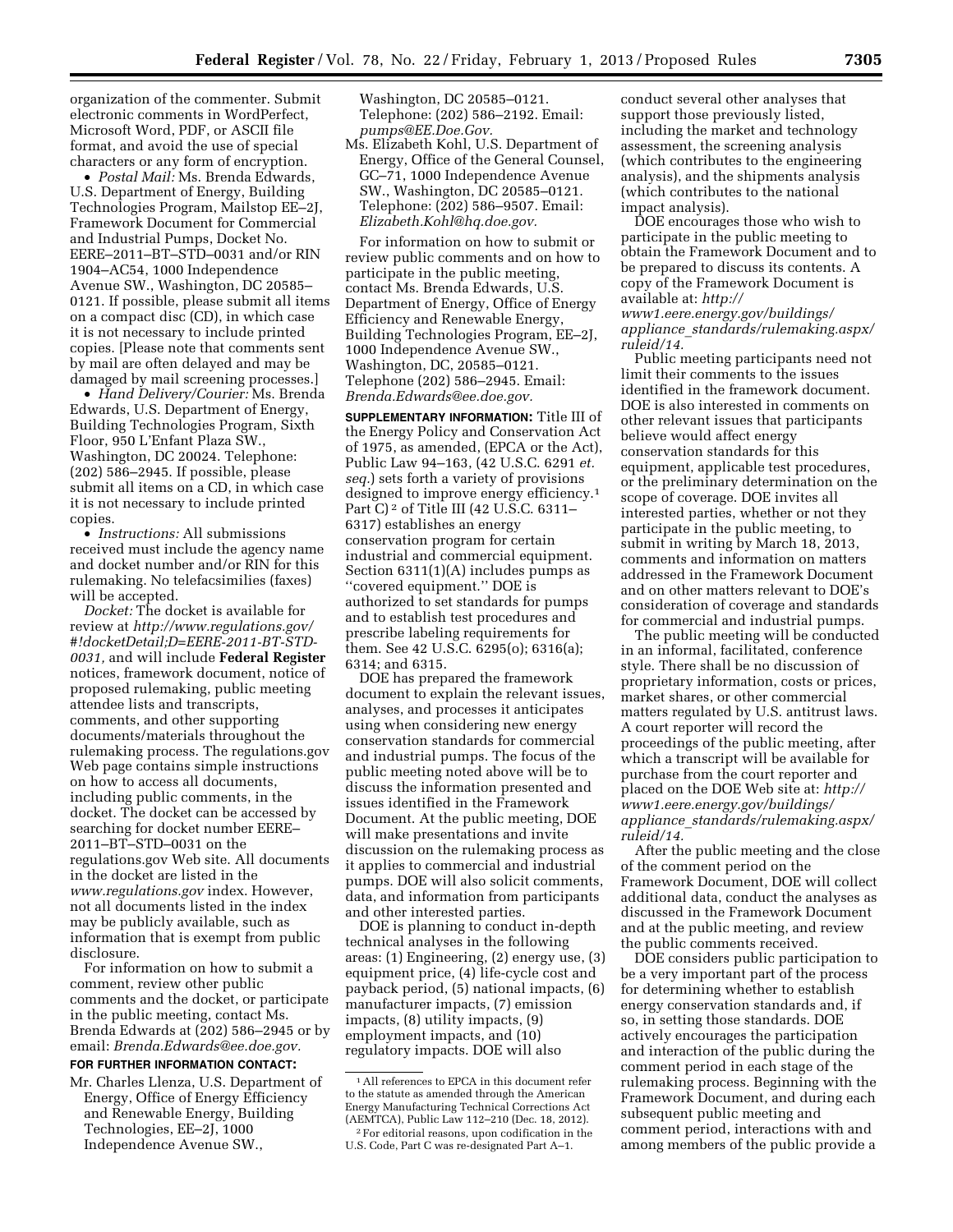organization of the commenter. Submit electronic comments in WordPerfect, Microsoft Word, PDF, or ASCII file format, and avoid the use of special characters or any form of encryption.

- *Postal Mail:* Ms. Brenda Edwards, U.S. Department of Energy, Building Technologies Program, Mailstop EE–2J, Framework Document for Commercial and Industrial Pumps, Docket No. EERE–2011–BT–STD–0031 and/or RIN 1904–AC54, 1000 Independence Avenue SW., Washington, DC 20585–0121. If possible, please submit all items on a compact disc (CD), in which case it is not necessary to include printed copies. [Please note that comments sent by mail are often delayed and may be damaged by mail screening processes.]
- *Hand Delivery/Courier:* Ms. Brenda Edwards, U.S. Department of Energy, Building Technologies Program, Sixth Floor, 950 L'Enfant Plaza SW., Washington, DC 20024. Telephone: (202) 586–2945. If possible, please submit all items on a CD, in which case it is not necessary to include printed copies.
- *Instructions:* All submissions received must include the agency name and docket number and/or RIN for this rulemaking. No telefacsimilies (faxes) will be accepted.

*Docket:* The docket is available for review at *http://www.regulations.gov/#!docketDetail;D=EERE-2011-BT-STD-0031,* and will include **Federal Register** notices, framework document, notice of proposed rulemaking, public meeting attendee lists and transcripts, comments, and other supporting documents/materials throughout the rulemaking process. The regulations.gov Web page contains simple instructions on how to access all documents, including public comments, in the docket. The docket can be accessed by searching for docket number EERE–2011–BT–STD–0031 on the regulations.gov Web site. All documents in the docket are listed in the *www.regulations.gov* index. However, not all documents listed in the index may be publicly available, such as information that is exempt from public disclosure.

For information on how to submit a comment, review other public comments and the docket, or participate in the public meeting, contact Ms. Brenda Edwards at (202) 586–2945 or by email: *Brenda.Edwards@ee.doe.gov.*

**FOR FURTHER INFORMATION CONTACT:**

Mr. Charles Llenza, U.S. Department of Energy, Office of Energy Efficiency and Renewable Energy, Building Technologies, EE–2J, 1000 Independence Avenue SW., Washington, DC 20585–0121. Telephone: (202) 586–2192. Email: *pumps@EE.Doe.Gov.*

Ms. Elizabeth Kohl, U.S. Department of Energy, Office of the General Counsel, GC–71, 1000 Independence Avenue SW., Washington, DC 20585–0121. Telephone: (202) 586–9507. Email: *Elizabeth.Kohl@hq.doe.gov.*

For information on how to submit or review public comments and on how to participate in the public meeting, contact Ms. Brenda Edwards, U.S. Department of Energy, Office of Energy Efficiency and Renewable Energy, Building Technologies Program, EE–2J, 1000 Independence Avenue SW., Washington, DC, 20585–0121. Telephone (202) 586–2945. Email: *Brenda.Edwards@ee.doe.gov.*

**SUPPLEMENTARY INFORMATION:** Title III of the Energy Policy and Conservation Act of 1975, as amended, (EPCA or the Act), Public Law 94–163, (42 U.S.C. 6291 *et. seq.*) sets forth a variety of provisions designed to improve energy efficiency.[1] Part C)[2] of Title III (42 U.S.C. 6311–6317) establishes an energy conservation program for certain industrial and commercial equipment. Section 6311(1)(A) includes pumps as ''covered equipment.'' DOE is authorized to set standards for pumps and to establish test procedures and prescribe labeling requirements for them. See 42 U.S.C. 6295(o); 6316(a); 6314; and 6315.

DOE has prepared the framework document to explain the relevant issues, analyses, and processes it anticipates using when considering new energy conservation standards for commercial and industrial pumps. The focus of the public meeting noted above will be to discuss the information presented and issues identified in the Framework Document. At the public meeting, DOE will make presentations and invite discussion on the rulemaking process as it applies to commercial and industrial pumps. DOE will also solicit comments, data, and information from participants and other interested parties.

DOE is planning to conduct in-depth technical analyses in the following areas: (1) Engineering, (2) energy use, (3) equipment price, (4) life-cycle cost and payback period, (5) national impacts, (6) manufacturer impacts, (7) emission impacts, (8) utility impacts, (9) employment impacts, and (10) regulatory impacts. DOE will also conduct several other analyses that support those previously listed, including the market and technology assessment, the screening analysis (which contributes to the engineering analysis), and the shipments analysis (which contributes to the national impact analysis).

DOE encourages those who wish to participate in the public meeting to obtain the Framework Document and to be prepared to discuss its contents. A copy of the Framework Document is available at: *http://www1.eere.energy.gov/buildings/appliance_standards/rulemaking.aspx/ruleid/14.*

Public meeting participants need not limit their comments to the issues identified in the framework document. DOE is also interested in comments on other relevant issues that participants believe would affect energy conservation standards for this equipment, applicable test procedures, or the preliminary determination on the scope of coverage. DOE invites all interested parties, whether or not they participate in the public meeting, to submit in writing by March 18, 2013, comments and information on matters addressed in the Framework Document and on other matters relevant to DOE's consideration of coverage and standards for commercial and industrial pumps.

The public meeting will be conducted in an informal, facilitated, conference style. There shall be no discussion of proprietary information, costs or prices, market shares, or other commercial matters regulated by U.S. antitrust laws. A court reporter will record the proceedings of the public meeting, after which a transcript will be available for purchase from the court reporter and placed on the DOE Web site at: *http://www1.eere.energy.gov/buildings/appliance_standards/rulemaking.aspx/ruleid/14.*

After the public meeting and the close of the comment period on the Framework Document, DOE will collect additional data, conduct the analyses as discussed in the Framework Document and at the public meeting, and review the public comments received.

DOE considers public participation to be a very important part of the process for determining whether to establish energy conservation standards and, if so, in setting those standards. DOE actively encourages the participation and interaction of the public during the comment period in each stage of the rulemaking process. Beginning with the Framework Document, and during each subsequent public meeting and comment period, interactions with and among members of the public provide a

---

[1] All references to EPCA in this document refer to the statute as amended through the American Energy Manufacturing Technical Corrections Act (AEMTCA), Public Law 112–210 (Dec. 18, 2012).

[2] For editorial reasons, upon codification in the U.S. Code, Part C was re-designated Part A–1.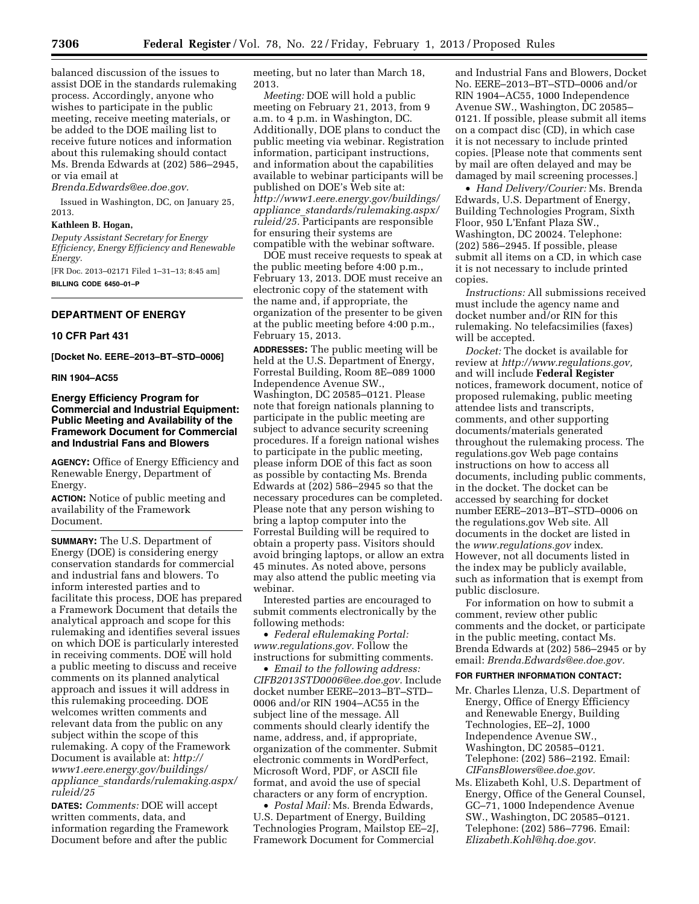balanced discussion of the issues to assist DOE in the standards rulemaking process. Accordingly, anyone who wishes to participate in the public meeting, receive meeting materials, or be added to the DOE mailing list to receive future notices and information about this rulemaking should contact Ms. Brenda Edwards at (202) 586–2945, or via email at *Brenda.Edwards@ee.doe.gov.*

Issued in Washington, DC, on January 25, 2013.

**Kathleen B. Hogan,**

*Deputy Assistant Secretary for Energy Efficiency, Energy Efficiency and Renewable Energy.*

[FR Doc. 2013–02171 Filed 1–31–13; 8:45 am]

**BILLING CODE 6450–01–P**

## DEPARTMENT OF ENERGY

### 10 CFR Part 431

**[Docket No. EERE–2013–BT–STD–0006]**

**RIN 1904–AC55**

### Energy Efficiency Program for Commercial and Industrial Equipment: Public Meeting and Availability of the Framework Document for Commercial and Industrial Fans and Blowers

**AGENCY:** Office of Energy Efficiency and Renewable Energy, Department of Energy.

**ACTION:** Notice of public meeting and availability of the Framework Document.

**SUMMARY:** The U.S. Department of Energy (DOE) is considering energy conservation standards for commercial and industrial fans and blowers. To inform interested parties and to facilitate this process, DOE has prepared a Framework Document that details the analytical approach and scope for this rulemaking and identifies several issues on which DOE is particularly interested in receiving comments. DOE will hold a public meeting to discuss and receive comments on its planned analytical approach and issues it will address in this rulemaking proceeding. DOE welcomes written comments and relevant data from the public on any subject within the scope of this rulemaking. A copy of the Framework Document is available at: *http://www1.eere.energy.gov/buildings/appliance_standards/rulemaking.aspx/ruleid/25*

**DATES:** *Comments:* DOE will accept written comments, data, and information regarding the Framework Document before and after the public meeting, but no later than March 18, 2013.

*Meeting:* DOE will hold a public meeting on February 21, 2013, from 9 a.m. to 4 p.m. in Washington, DC. Additionally, DOE plans to conduct the public meeting via webinar. Registration information, participant instructions, and information about the capabilities available to webinar participants will be published on DOE's Web site at: *http://www1.eere.energy.gov/buildings/appliance_standards/rulemaking.aspx/ruleid/25.* Participants are responsible for ensuring their systems are compatible with the webinar software.

DOE must receive requests to speak at the public meeting before 4:00 p.m., February 13, 2013. DOE must receive an electronic copy of the statement with the name and, if appropriate, the organization of the presenter to be given at the public meeting before 4:00 p.m., February 15, 2013.

**ADDRESSES:** The public meeting will be held at the U.S. Department of Energy, Forrestal Building, Room 8E–089 1000 Independence Avenue SW., Washington, DC 20585–0121. Please note that foreign nationals planning to participate in the public meeting are subject to advance security screening procedures. If a foreign national wishes to participate in the public meeting, please inform DOE of this fact as soon as possible by contacting Ms. Brenda Edwards at (202) 586–2945 so that the necessary procedures can be completed. Please note that any person wishing to bring a laptop computer into the Forrestal Building will be required to obtain a property pass. Visitors should avoid bringing laptops, or allow an extra 45 minutes. As noted above, persons may also attend the public meeting via webinar.

Interested parties are encouraged to submit comments electronically by the following methods:

- *Federal eRulemaking Portal: www.regulations.gov.* Follow the instructions for submitting comments.
- *Email to the following address: CIFB2013STD0006@ee.doe.gov.* Include docket number EERE–2013–BT–STD–0006 and/or RIN 1904–AC55 in the subject line of the message. All comments should clearly identify the name, address, and, if appropriate, organization of the commenter. Submit electronic comments in WordPerfect, Microsoft Word, PDF, or ASCII file format, and avoid the use of special characters or any form of encryption.
- *Postal Mail:* Ms. Brenda Edwards, U.S. Department of Energy, Building Technologies Program, Mailstop EE–2J, Framework Document for Commercial and Industrial Fans and Blowers, Docket No. EERE–2013–BT–STD–0006 and/or RIN 1904–AC55, 1000 Independence Avenue SW., Washington, DC 20585–0121. If possible, please submit all items on a compact disc (CD), in which case it is not necessary to include printed copies. [Please note that comments sent by mail are often delayed and may be damaged by mail screening processes.]
- *Hand Delivery/Courier:* Ms. Brenda Edwards, U.S. Department of Energy, Building Technologies Program, Sixth Floor, 950 L'Enfant Plaza SW., Washington, DC 20024. Telephone: (202) 586–2945. If possible, please submit all items on a CD, in which case it is not necessary to include printed copies.

*Instructions:* All submissions received must include the agency name and docket number and/or RIN for this rulemaking. No telefacsimilies (faxes) will be accepted.

*Docket:* The docket is available for review at *http://www.regulations.gov,* and will include **Federal Register** notices, framework document, notice of proposed rulemaking, public meeting attendee lists and transcripts, comments, and other supporting documents/materials generated throughout the rulemaking process. The regulations.gov Web page contains instructions on how to access all documents, including public comments, in the docket. The docket can be accessed by searching for docket number EERE–2013–BT–STD–0006 on the regulations.gov Web site. All documents in the docket are listed in the *www.regulations.gov* index. However, not all documents listed in the index may be publicly available, such as information that is exempt from public disclosure.

For information on how to submit a comment, review other public comments and the docket, or participate in the public meeting, contact Ms. Brenda Edwards at (202) 586–2945 or by email: *Brenda.Edwards@ee.doe.gov.*

**FOR FURTHER INFORMATION CONTACT:**

Mr. Charles Llenza, U.S. Department of Energy, Office of Energy Efficiency and Renewable Energy, Building Technologies, EE–2J, 1000 Independence Avenue SW., Washington, DC 20585–0121. Telephone: (202) 586–2192. Email: *CIFansBlowers@ee.doe.gov.*

Ms. Elizabeth Kohl, U.S. Department of Energy, Office of the General Counsel, GC–71, 1000 Independence Avenue SW., Washington, DC 20585–0121. Telephone: (202) 586–7796. Email: *Elizabeth.Kohl@hq.doe.gov.*